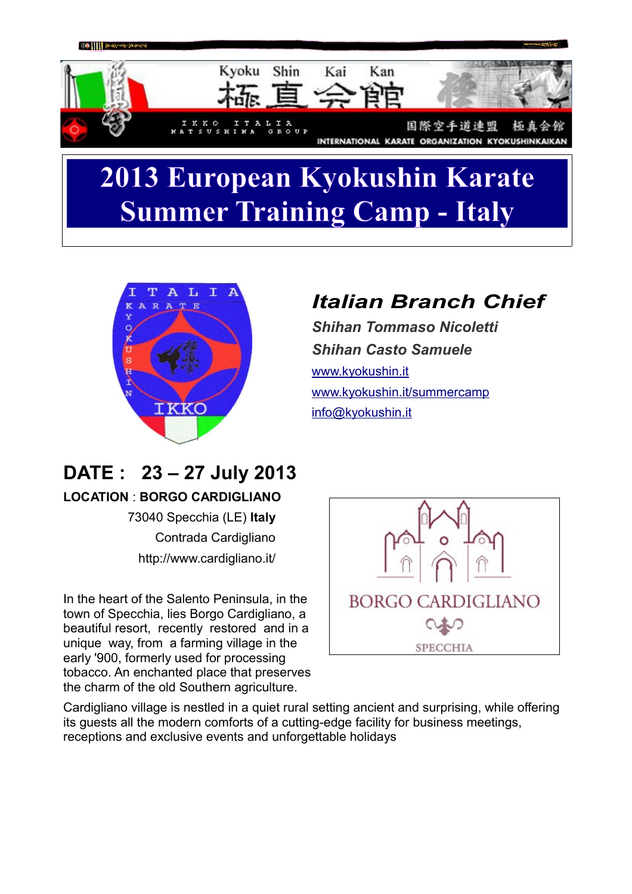Kyoku Shin Kai Kan

極真会館

IKKO ITALIA MATSUSHIMA GROUP

国際空手道連盟 極真会館

INTERNATIONAL KARATE ORGANIZATION KYOKUSHINKAIKAN

# 2013 European Kyokushin Karate Summer Training Camp - Italy

ITALIA KARATE KYOKUSHIN IKKO

## *Italian Branch Chief*

***Shihan Tommaso Nicoletti***

***Shihan Casto Samuele***

www.kyokushin.it

www.kyokushin.it/summercamp

info@kyokushin.it

## DATE : 23 – 27 July 2013

**LOCATION** : **BORGO CARDIGLIANO**

73040 Specchia (LE) **Italy**

Contrada Cardigliano

http://www.cardigliano.it/

BORGO CARDIGLIANO

SPECCHIA

In the heart of the Salento Peninsula, in the town of Specchia, lies Borgo Cardigliano, a beautiful resort, recently restored and in a unique way, from a farming village in the early '900, formerly used for processing tobacco. An enchanted place that preserves the charm of the old Southern agriculture.

Cardigliano village is nestled in a quiet rural setting ancient and surprising, while offering its guests all the modern comforts of a cutting-edge facility for business meetings, receptions and exclusive events and unforgettable holidays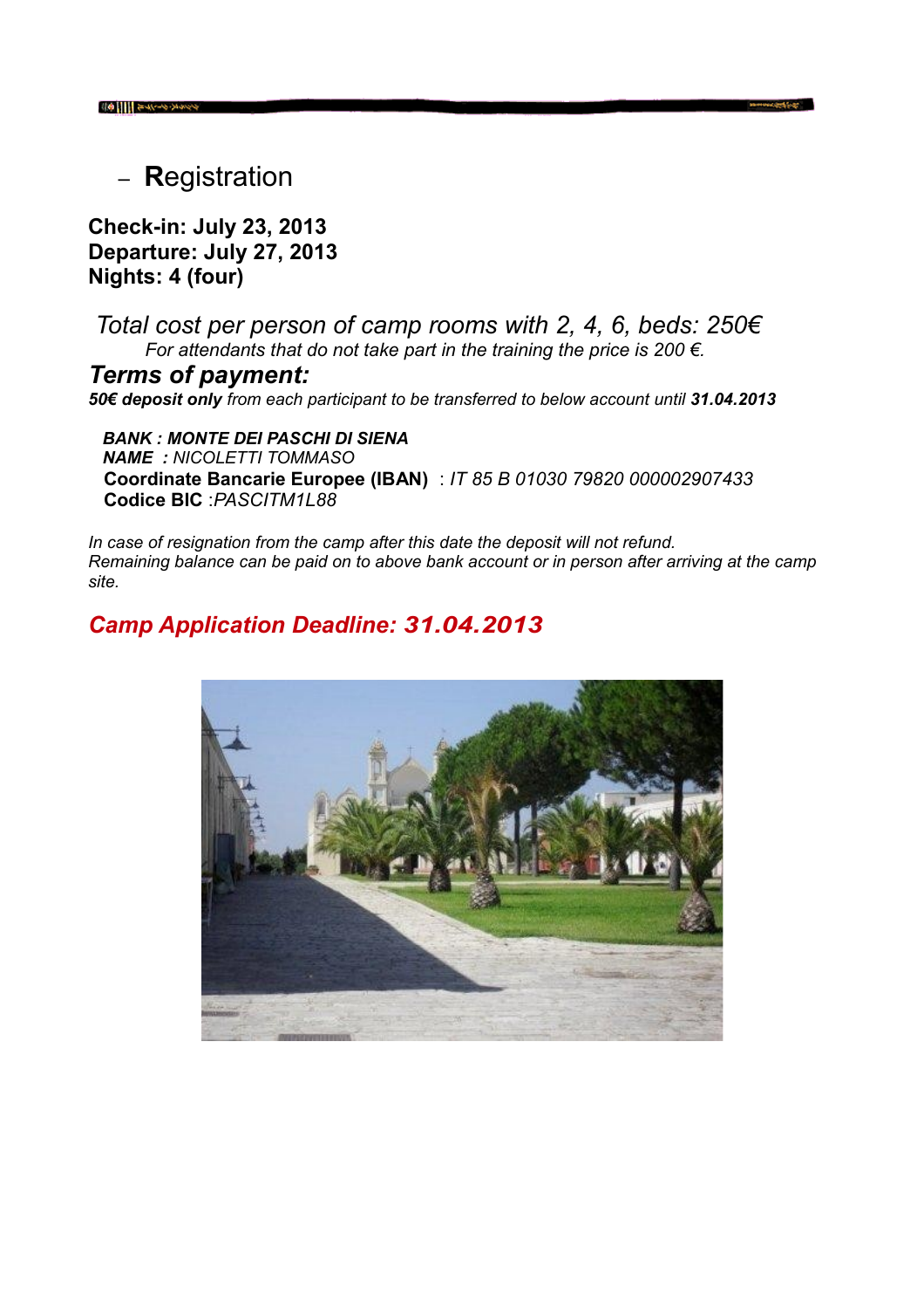## – **R**egistration

**Check-in: July 23, 2013**
**Departure: July 27, 2013**
**Nights: 4 (four)**

*Total cost per person of camp rooms with 2, 4, 6, beds: 250€*

*For attendants that do not take part in the training the price is 200 €.*

### *Terms of payment:*

***50€ deposit only** from each participant to be transferred to below account until **31.04.2013***

***BANK : MONTE DEI PASCHI DI SIENA***
***NAME :** NICOLETTI TOMMASO*
**Coordinate Bancarie Europee (IBAN)** : *IT 85 B 01030 79820 000002907433*
**Codice BIC** :*PASCITM1L88*

*In case of resignation from the camp after this date the deposit will not refund.*
*Remaining balance can be paid on to above bank account or in person after arriving at the camp site.*

### *Camp Application Deadline: 31.04.2013*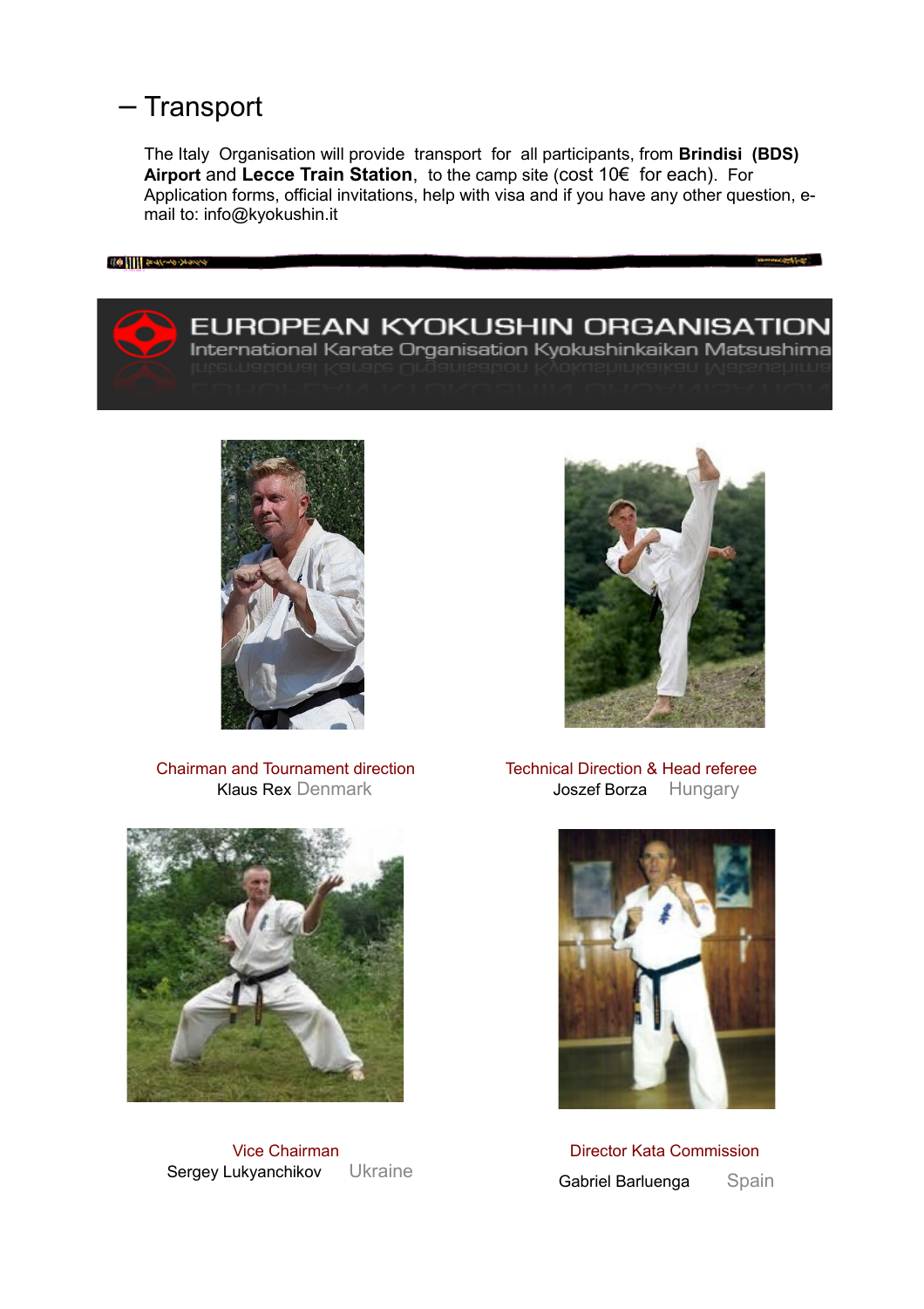## – Transport

The Italy Organisation will provide transport for all participants, from **Brindisi (BDS) Airport** and **Lecce Train Station**, to the camp site (cost 10€ for each). For Application forms, official invitations, help with visa and if you have any other question, e-mail to: info@kyokushin.it

EUROPEAN KYOKUSHIN ORGANISATION

International Karate Organisation Kyokushinkaikan Matsushima

Chairman and Tournament direction
Klaus Rex Denmark

Technical Direction & Head referee
Joszef Borza Hungary

Vice Chairman
Sergey Lukyanchikov Ukraine

Director Kata Commission
Gabriel Barluenga Spain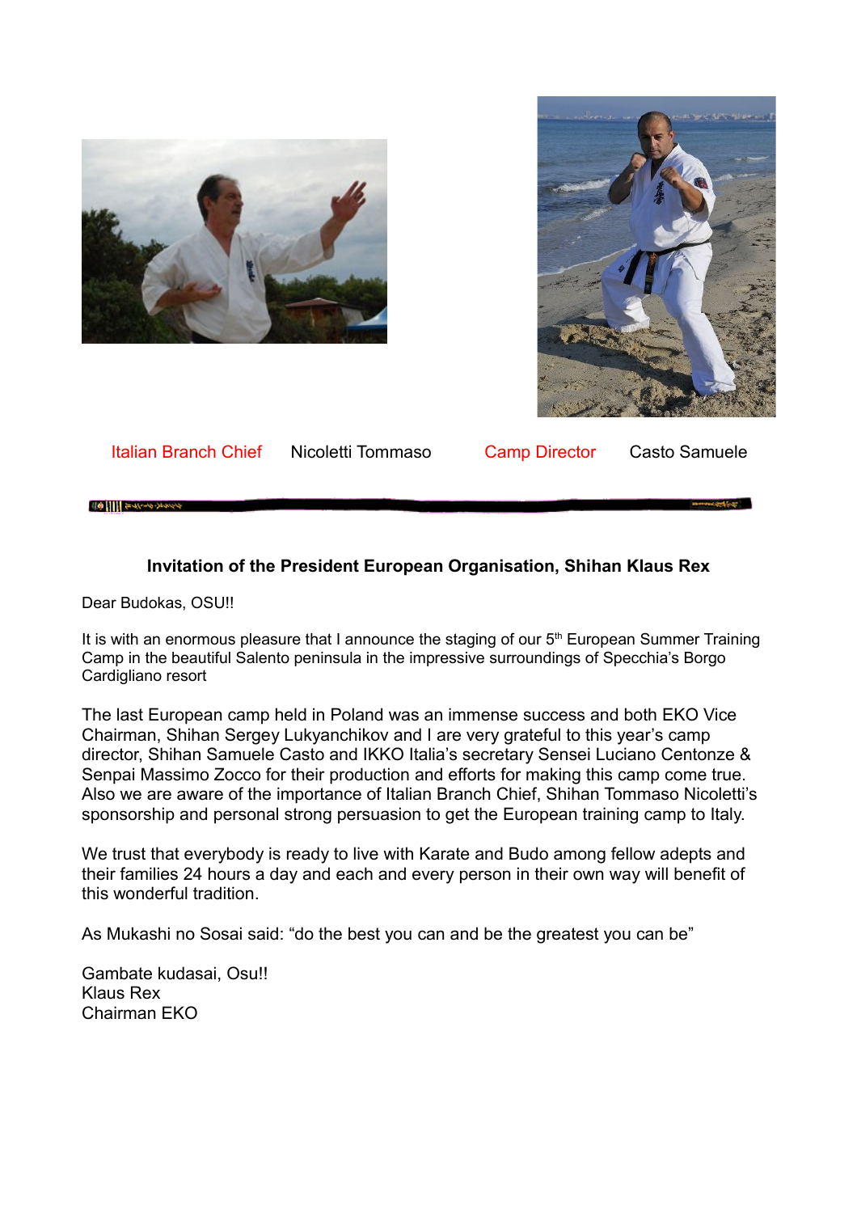Italian Branch Chief Nicoletti Tommaso Camp Director Casto Samuele

**Invitation of the President European Organisation, Shihan Klaus Rex**

Dear Budokas, OSU!!

It is with an enormous pleasure that I announce the staging of our 5th European Summer Training Camp in the beautiful Salento peninsula in the impressive surroundings of Specchia's Borgo Cardigliano resort

The last European camp held in Poland was an immense success and both EKO Vice Chairman, Shihan Sergey Lukyanchikov and I are very grateful to this year's camp director, Shihan Samuele Casto and IKKO Italia's secretary Sensei Luciano Centonze & Senpai Massimo Zocco for their production and efforts for making this camp come true. Also we are aware of the importance of Italian Branch Chief, Shihan Tommaso Nicoletti's sponsorship and personal strong persuasion to get the European training camp to Italy.

We trust that everybody is ready to live with Karate and Budo among fellow adepts and their families 24 hours a day and each and every person in their own way will benefit of this wonderful tradition.

As Mukashi no Sosai said: "do the best you can and be the greatest you can be"

Gambate kudasai, Osu!!
Klaus Rex
Chairman EKO